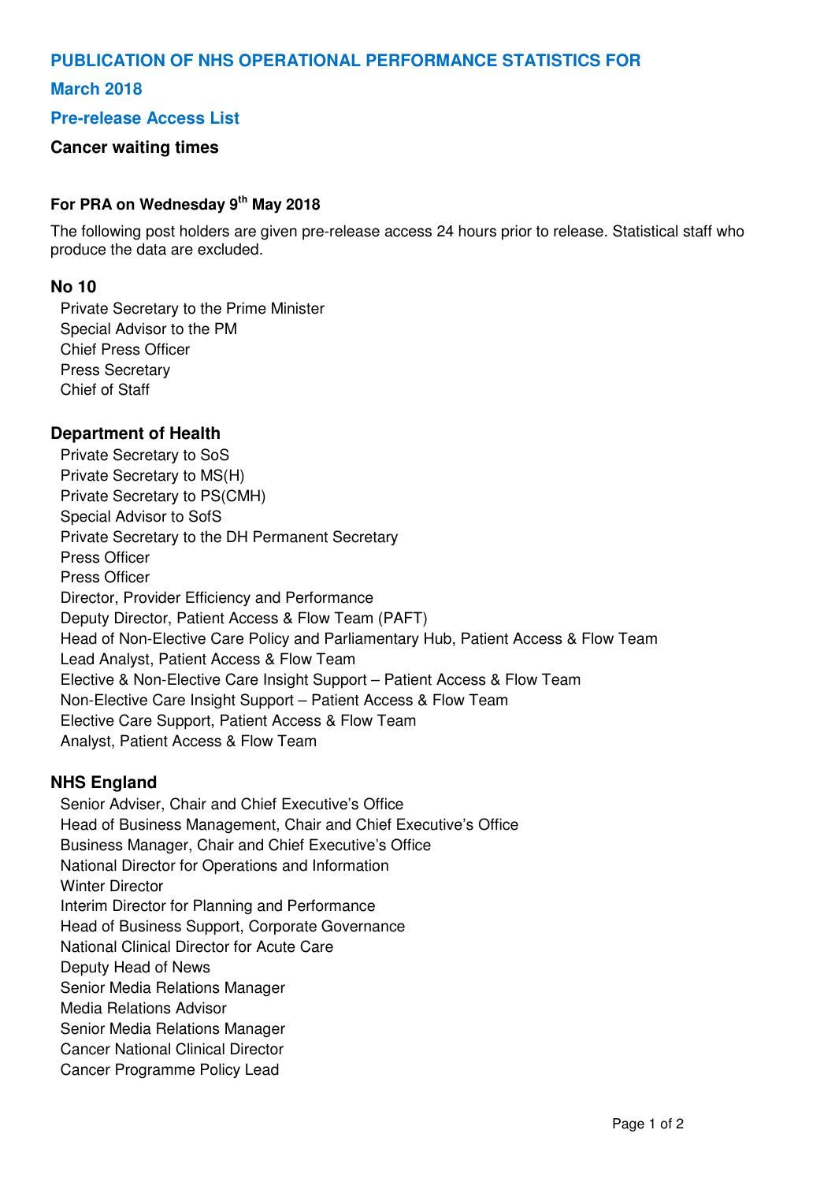# PUBLICATION OF NHS OPERATIONAL PERFORMANCE STATISTICS FOR

# March 2018

## Pre-release Access List

### Cancer waiting times

#### For PRA on Wednesday 9th May 2018

The following post holders are given pre-release access 24 hours prior to release. Statistical staff who produce the data are excluded.

### No 10

Private Secretary to the Prime Minister
Special Advisor to the PM
Chief Press Officer
Press Secretary
Chief of Staff

### Department of Health

Private Secretary to SoS
Private Secretary to MS(H)
Private Secretary to PS(CMH)
Special Advisor to SofS
Private Secretary to the DH Permanent Secretary
Press Officer
Press Officer
Director, Provider Efficiency and Performance
Deputy Director, Patient Access & Flow Team (PAFT)
Head of Non-Elective Care Policy and Parliamentary Hub, Patient Access & Flow Team
Lead Analyst, Patient Access & Flow Team
Elective & Non-Elective Care Insight Support – Patient Access & Flow Team
Non-Elective Care Insight Support – Patient Access & Flow Team
Elective Care Support, Patient Access & Flow Team
Analyst, Patient Access & Flow Team

### NHS England

Senior Adviser, Chair and Chief Executive's Office
Head of Business Management, Chair and Chief Executive's Office
Business Manager, Chair and Chief Executive's Office
National Director for Operations and Information
Winter Director
Interim Director for Planning and Performance
Head of Business Support, Corporate Governance
National Clinical Director for Acute Care
Deputy Head of News
Senior Media Relations Manager
Media Relations Advisor
Senior Media Relations Manager
Cancer National Clinical Director
Cancer Programme Policy Lead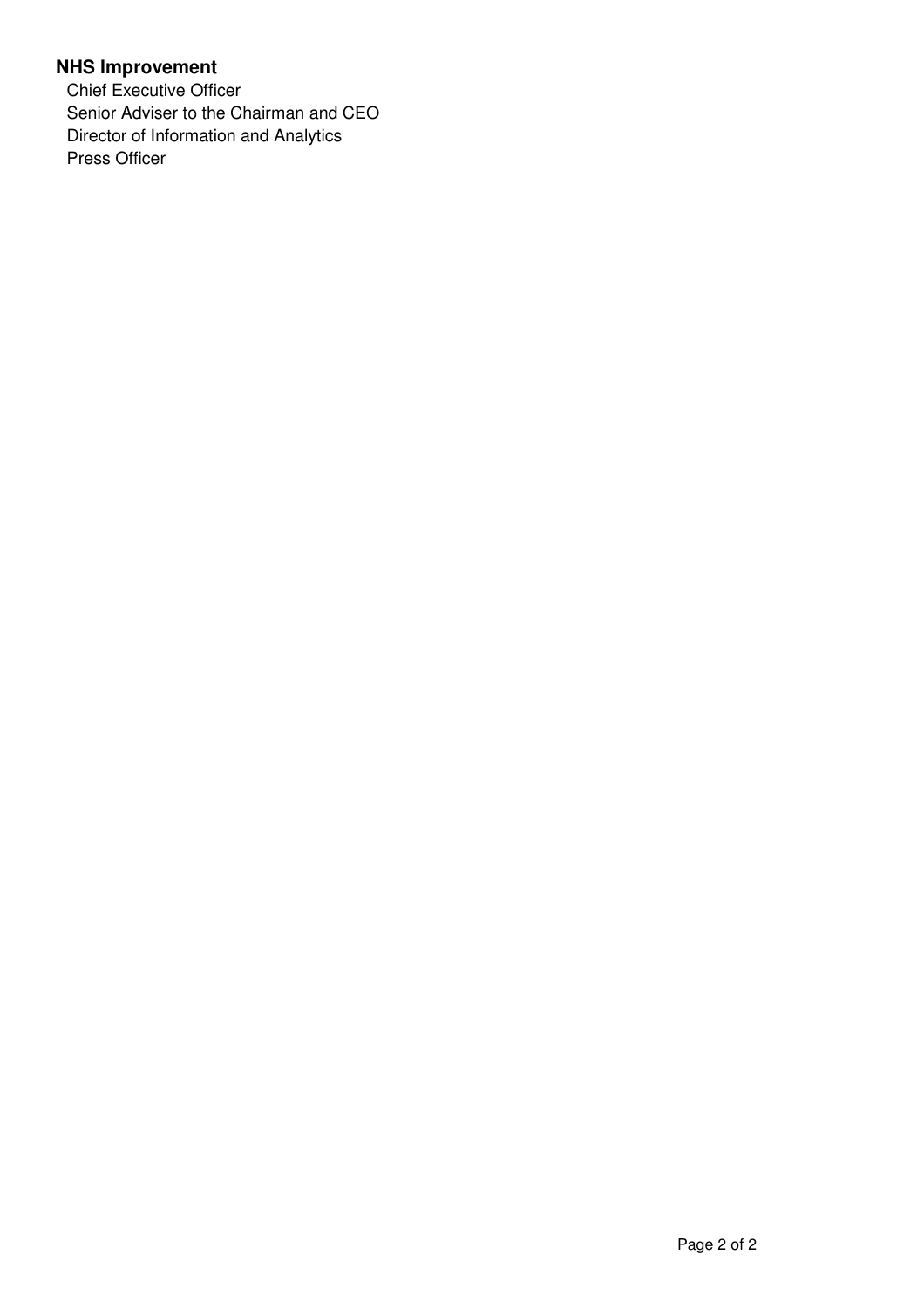**NHS Improvement**

Chief Executive Officer
Senior Adviser to the Chairman and CEO
Director of Information and Analytics
Press Officer